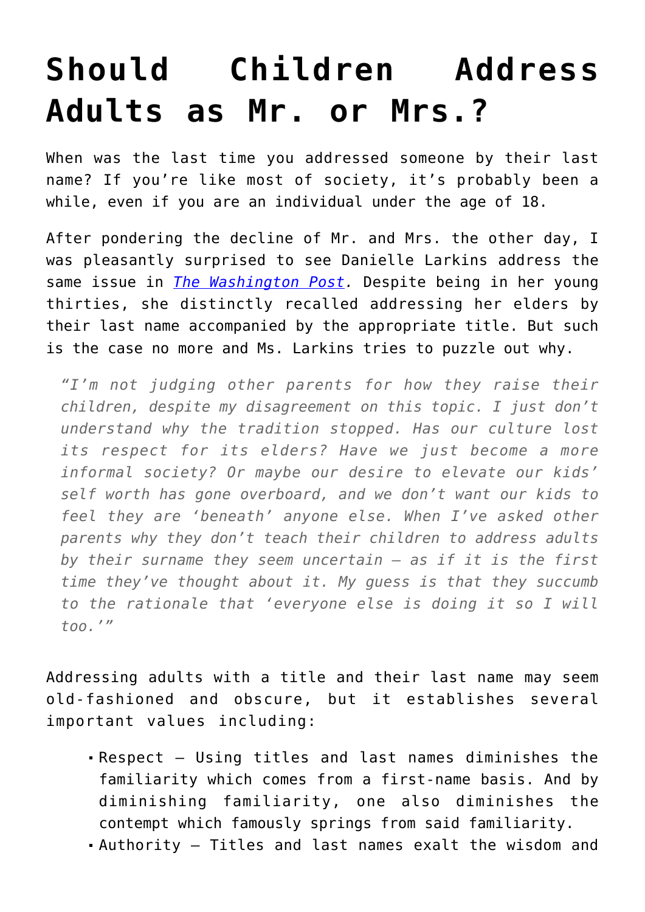# Should Children Address Adults as Mr. or Mrs.?

When was the last time you addressed someone by their last name? If you're like most of society, it's probably been a while, even if you are an individual under the age of 18.

After pondering the decline of Mr. and Mrs. the other day, I was pleasantly surprised to see Danielle Larkins address the same issue in *[The Washington Post](#)*. Despite being in her young thirties, she distinctly recalled addressing her elders by their last name accompanied by the appropriate title. But such is the case no more and Ms. Larkins tries to puzzle out why.

> *"I'm not judging other parents for how they raise their children, despite my disagreement on this topic. I just don't understand why the tradition stopped. Has our culture lost its respect for its elders? Have we just become a more informal society? Or maybe our desire to elevate our kids' self worth has gone overboard, and we don't want our kids to feel they are 'beneath' anyone else. When I've asked other parents why they don't teach their children to address adults by their surname they seem uncertain – as if it is the first time they've thought about it. My guess is that they succumb to the rationale that 'everyone else is doing it so I will too.'"*

Addressing adults with a title and their last name may seem old-fashioned and obscure, but it establishes several important values including:

- Respect – Using titles and last names diminishes the familiarity which comes from a first-name basis. And by diminishing familiarity, one also diminishes the contempt which famously springs from said familiarity.
- Authority – Titles and last names exalt the wisdom and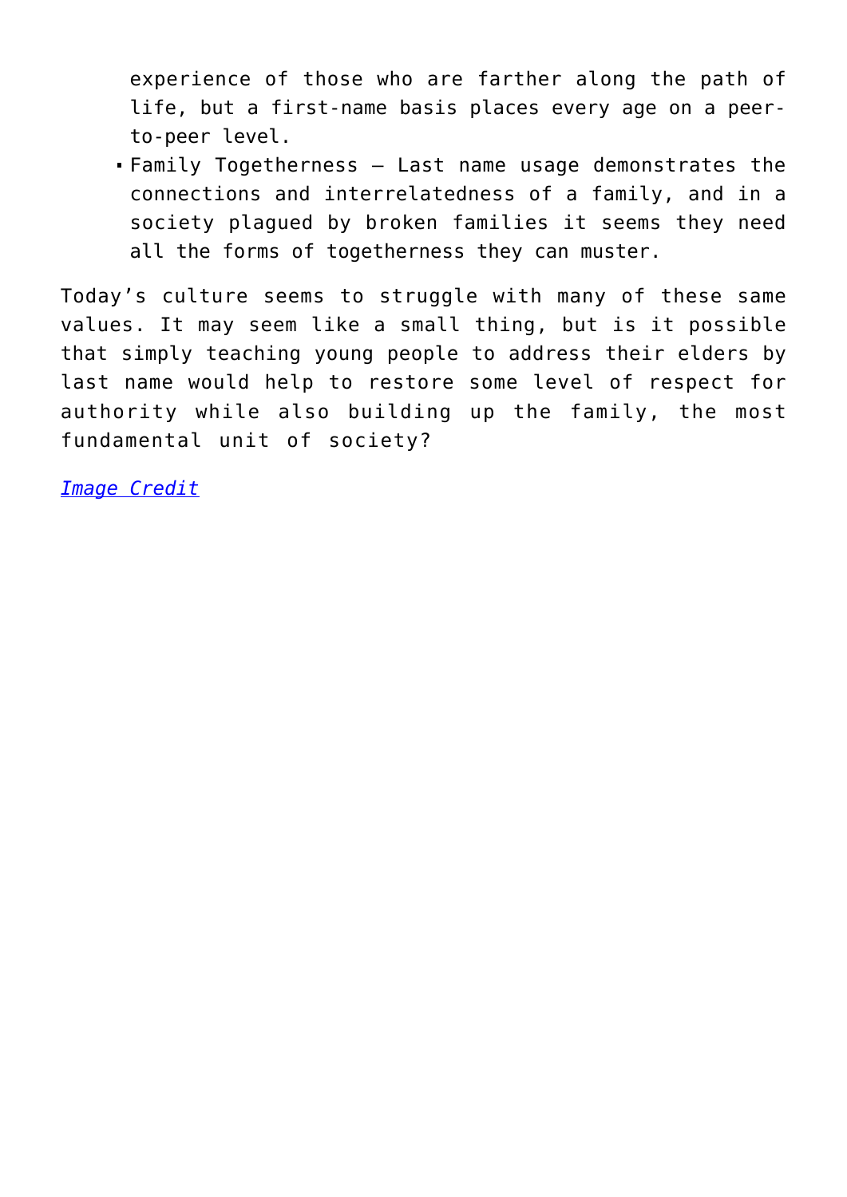experience of those who are farther along the path of life, but a first-name basis places every age on a peer-to-peer level.

- Family Togetherness – Last name usage demonstrates the connections and interrelatedness of a family, and in a society plagued by broken families it seems they need all the forms of togetherness they can muster.

Today's culture seems to struggle with many of these same values. It may seem like a small thing, but is it possible that simply teaching young people to address their elders by last name would help to restore some level of respect for authority while also building up the family, the most fundamental unit of society?

*Image Credit*